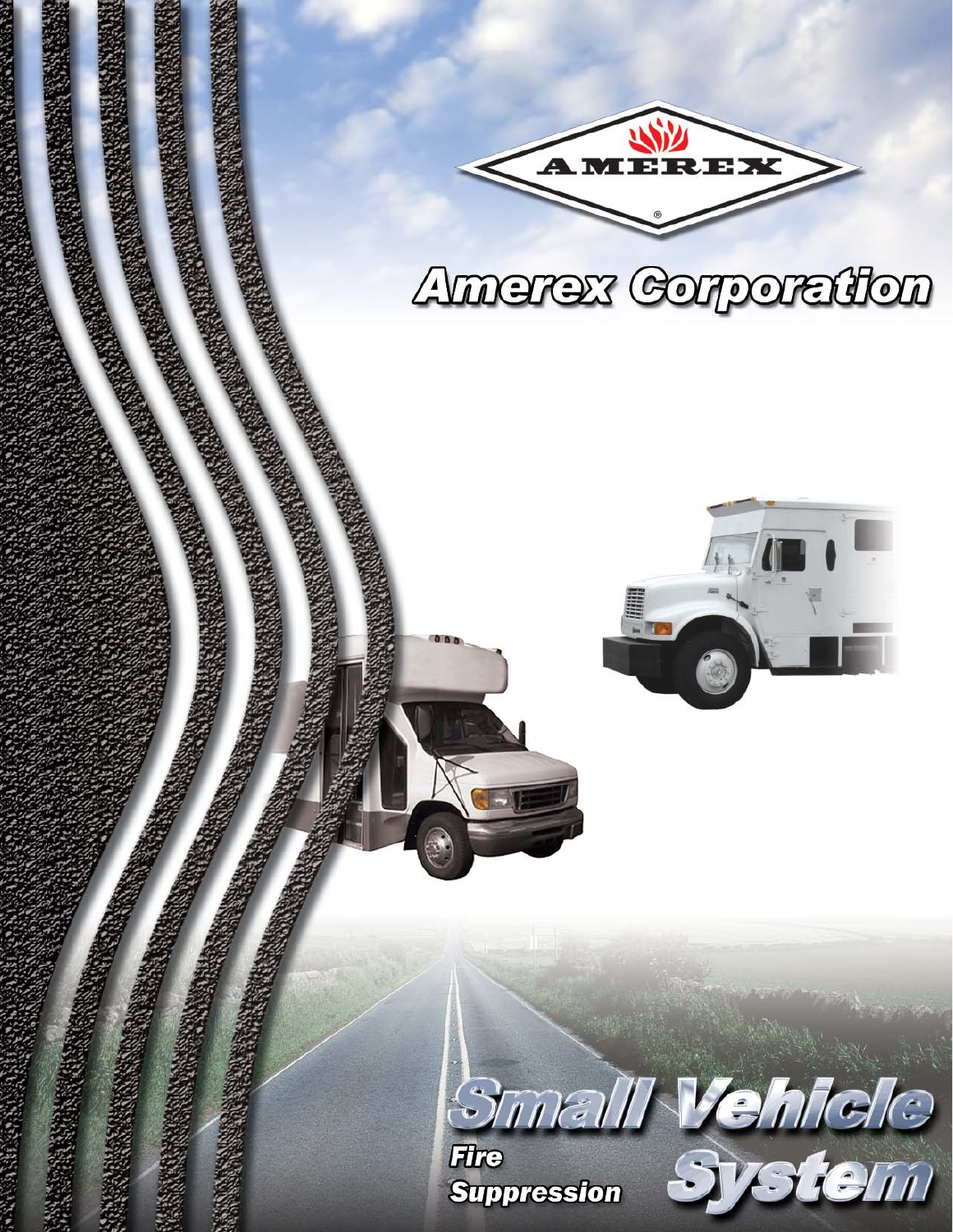AMEREX®

# Amerex Corporation

# Small Vehicle Fire Suppression System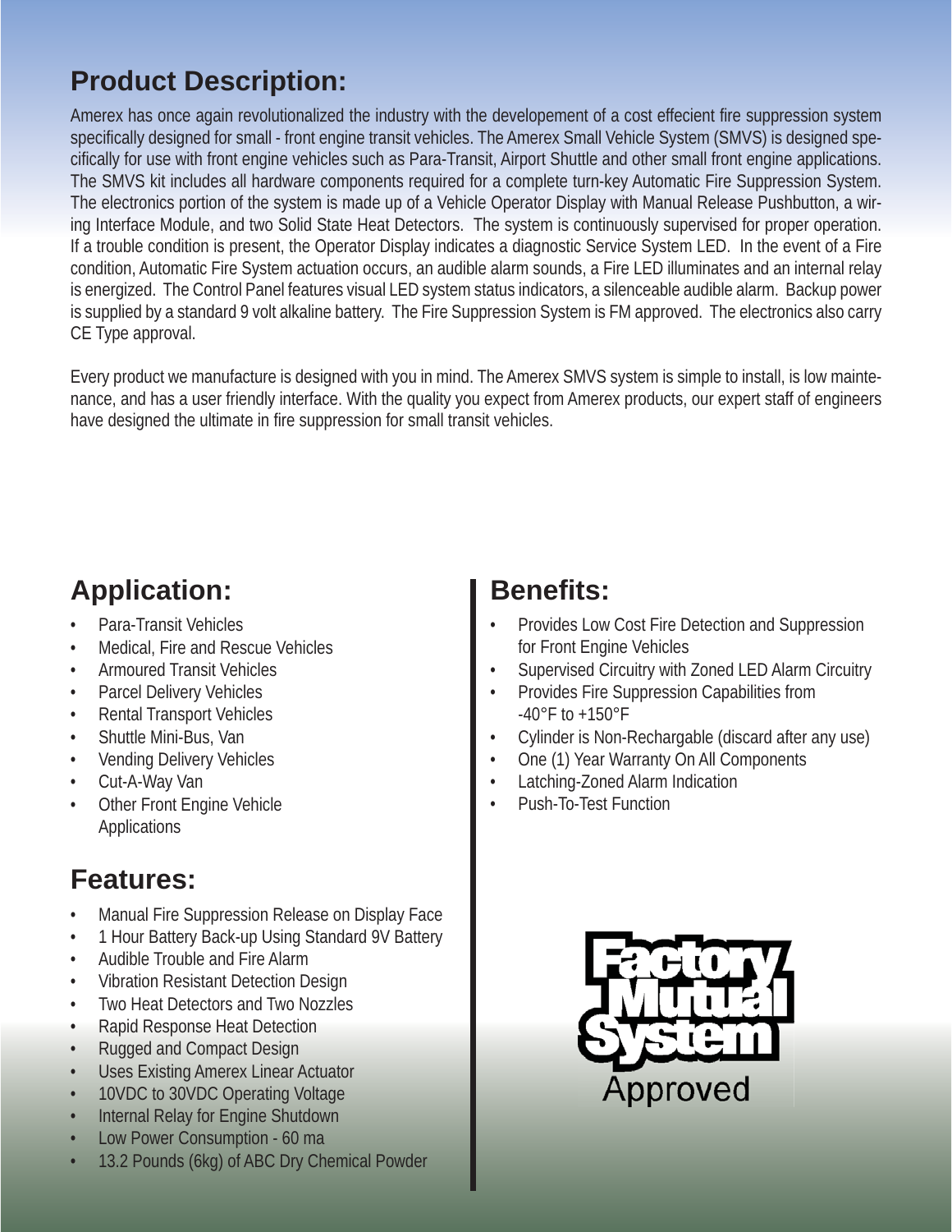## Product Description:

Amerex has once again revolutionalized the industry with the developement of a cost effecient fire suppression system specifically designed for small - front engine transit vehicles. The Amerex Small Vehicle System (SMVS) is designed specifically for use with front engine vehicles such as Para-Transit, Airport Shuttle and other small front engine applications. The SMVS kit includes all hardware components required for a complete turn-key Automatic Fire Suppression System. The electronics portion of the system is made up of a Vehicle Operator Display with Manual Release Pushbutton, a wiring Interface Module, and two Solid State Heat Detectors. The system is continuously supervised for proper operation. If a trouble condition is present, the Operator Display indicates a diagnostic Service System LED. In the event of a Fire condition, Automatic Fire System actuation occurs, an audible alarm sounds, a Fire LED illuminates and an internal relay is energized. The Control Panel features visual LED system status indicators, a silenceable audible alarm. Backup power is supplied by a standard 9 volt alkaline battery. The Fire Suppression System is FM approved. The electronics also carry CE Type approval.

Every product we manufacture is designed with you in mind. The Amerex SMVS system is simple to install, is low maintenance, and has a user friendly interface. With the quality you expect from Amerex products, our expert staff of engineers have designed the ultimate in fire suppression for small transit vehicles.

## Application:

- Para-Transit Vehicles
- Medical, Fire and Rescue Vehicles
- Armoured Transit Vehicles
- Parcel Delivery Vehicles
- Rental Transport Vehicles
- Shuttle Mini-Bus, Van
- Vending Delivery Vehicles
- Cut-A-Way Van
- Other Front Engine Vehicle Applications

## Features:

- Manual Fire Suppression Release on Display Face
- 1 Hour Battery Back-up Using Standard 9V Battery
- Audible Trouble and Fire Alarm
- Vibration Resistant Detection Design
- Two Heat Detectors and Two Nozzles
- Rapid Response Heat Detection
- Rugged and Compact Design
- Uses Existing Amerex Linear Actuator
- 10VDC to 30VDC Operating Voltage
- Internal Relay for Engine Shutdown
- Low Power Consumption - 60 ma
- 13.2 Pounds (6kg) of ABC Dry Chemical Powder

## Benefits:

- Provides Low Cost Fire Detection and Suppression for Front Engine Vehicles
- Supervised Circuitry with Zoned LED Alarm Circuitry
- Provides Fire Suppression Capabilities from -40°F to +150°F
- Cylinder is Non-Rechargable (discard after any use)
- One (1) Year Warranty On All Components
- Latching-Zoned Alarm Indication
- Push-To-Test Function

Factory Mutual System Approved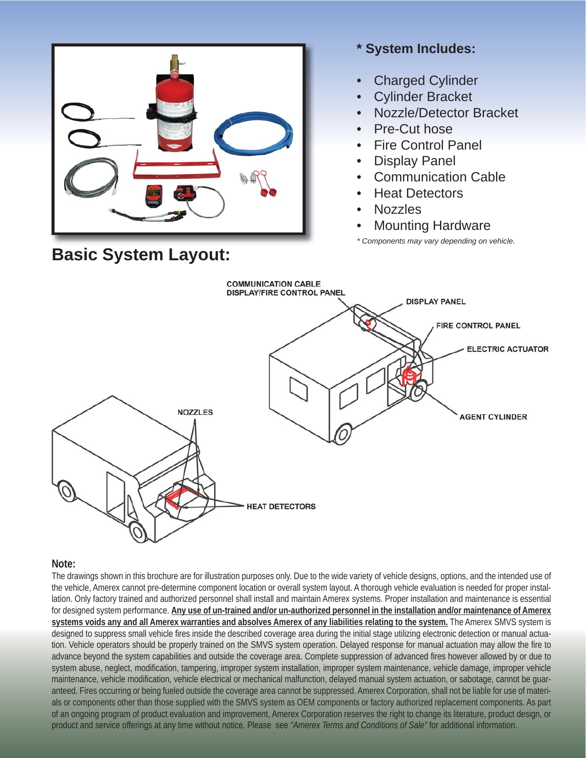**\* System Includes:**

- Charged Cylinder
- Cylinder Bracket
- Nozzle/Detector Bracket
- Pre-Cut hose
- Fire Control Panel
- Display Panel
- Communication Cable
- Heat Detectors
- Nozzles
- Mounting Hardware

*\* Components may vary depending on vehicle.*

## Basic System Layout:

COMMUNICATION CABLE
DISPLAY/FIRE CONTROL PANEL

DISPLAY PANEL

FIRE CONTROL PANEL

ELECTRIC ACTUATOR

AGENT CYLINDER

NOZZLES

HEAT DETECTORS

**Note:**

The drawings shown in this brochure are for illustration purposes only. Due to the wide variety of vehicle designs, options, and the intended use of the vehicle, Amerex cannot pre-determine component location or overall system layout. A thorough vehicle evaluation is needed for proper installation. Only factory trained and authorized personnel shall install and maintain Amerex systems. Proper installation and maintenance is essential for designed system performance. **Any use of un-trained and/or un-authorized personnel in the installation and/or maintenance of Amerex systems voids any and all Amerex warranties and absolves Amerex of any liabilities relating to the system.** The Amerex SMVS system is designed to suppress small vehicle fires inside the described coverage area during the initial stage utilizing electronic detection or manual actuation. Vehicle operators should be properly trained on the SMVS system operation. Delayed response for manual actuation may allow the fire to advance beyond the system capabilities and outside the coverage area. Complete suppression of advanced fires however allowed by or due to system abuse, neglect, modification, tampering, improper system installation, improper system maintenance, vehicle damage, improper vehicle maintenance, vehicle modification, vehicle electrical or mechanical malfunction, delayed manual system actuation, or sabotage, cannot be guaranteed. Fires occurring or being fueled outside the coverage area cannot be suppressed. Amerex Corporation, shall not be liable for use of materials or components other than those supplied with the SMVS system as OEM components or factory authorized replacement components. As part of an ongoing program of product evaluation and improvement, Amerex Corporation reserves the right to change its literature, product design, or product and service offerings at any time without notice. Please see *"Amerex Terms and Conditions of Sale"* for additional information.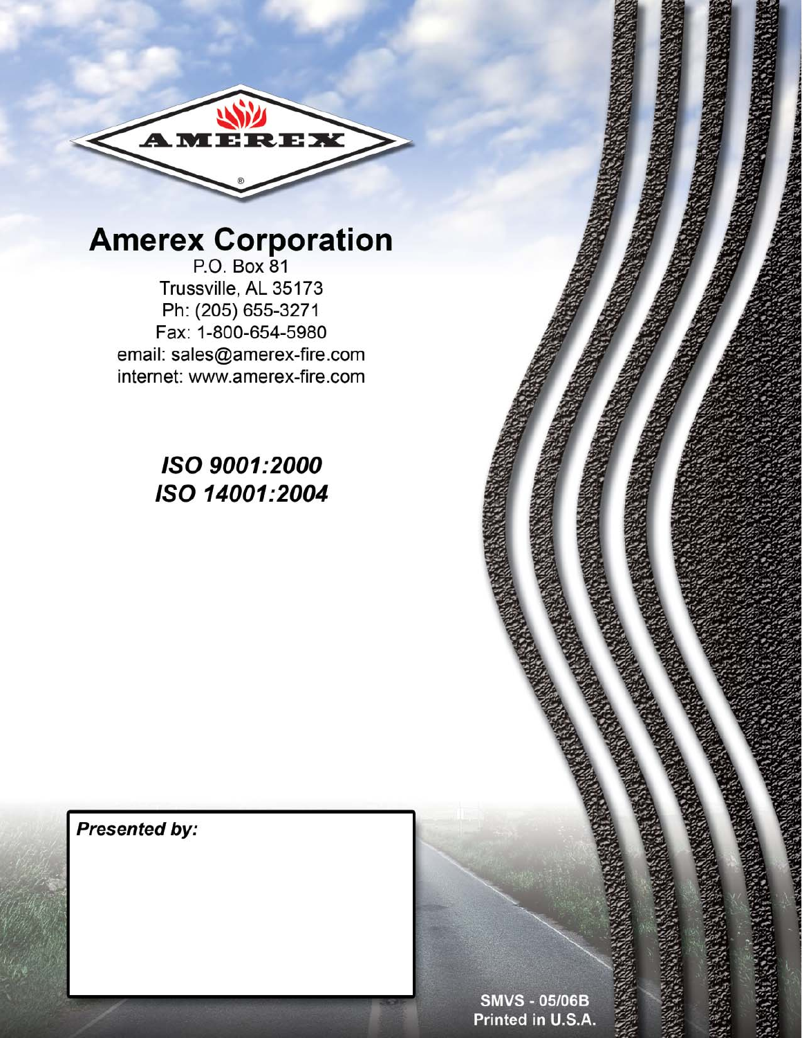# Amerex Corporation

P.O. Box 81
Trussville, AL 35173
Ph: (205) 655-3271
Fax: 1-800-654-5980
email: sales@amerex-fire.com
internet: www.amerex-fire.com

***ISO 9001:2000***
***ISO 14001:2004***

***Presented by:***

SMVS - 05/06B
Printed in U.S.A.